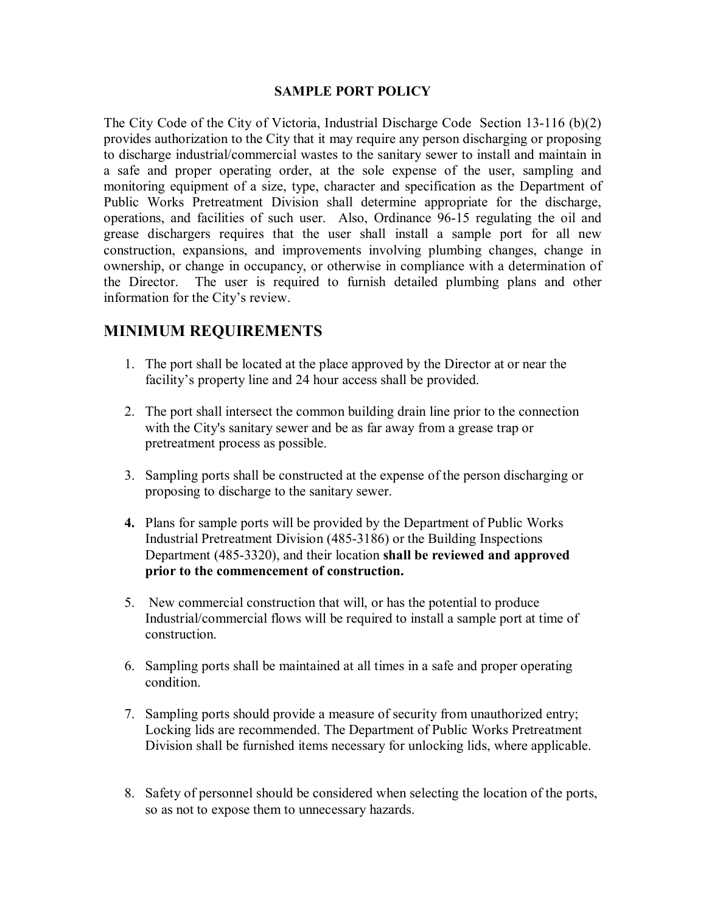**SAMPLE PORT POLICY**

The City Code of the City of Victoria, Industrial Discharge Code Section 13-116 (b)(2) provides authorization to the City that it may require any person discharging or proposing to discharge industrial/commercial wastes to the sanitary sewer to install and maintain in a safe and proper operating order, at the sole expense of the user, sampling and monitoring equipment of a size, type, character and specification as the Department of Public Works Pretreatment Division shall determine appropriate for the discharge, operations, and facilities of such user. Also, Ordinance 96-15 regulating the oil and grease dischargers requires that the user shall install a sample port for all new construction, expansions, and improvements involving plumbing changes, change in ownership, or change in occupancy, or otherwise in compliance with a determination of the Director. The user is required to furnish detailed plumbing plans and other information for the City's review.

## MINIMUM REQUIREMENTS

1. The port shall be located at the place approved by the Director at or near the facility's property line and 24 hour access shall be provided.

2. The port shall intersect the common building drain line prior to the connection with the City's sanitary sewer and be as far away from a grease trap or pretreatment process as possible.

3. Sampling ports shall be constructed at the expense of the person discharging or proposing to discharge to the sanitary sewer.

4. Plans for sample ports will be provided by the Department of Public Works Industrial Pretreatment Division (485-3186) or the Building Inspections Department (485-3320), and their location **shall be reviewed and approved prior to the commencement of construction.**

5. New commercial construction that will, or has the potential to produce Industrial/commercial flows will be required to install a sample port at time of construction.

6. Sampling ports shall be maintained at all times in a safe and proper operating condition.

7. Sampling ports should provide a measure of security from unauthorized entry; Locking lids are recommended. The Department of Public Works Pretreatment Division shall be furnished items necessary for unlocking lids, where applicable.

8. Safety of personnel should be considered when selecting the location of the ports, so as not to expose them to unnecessary hazards.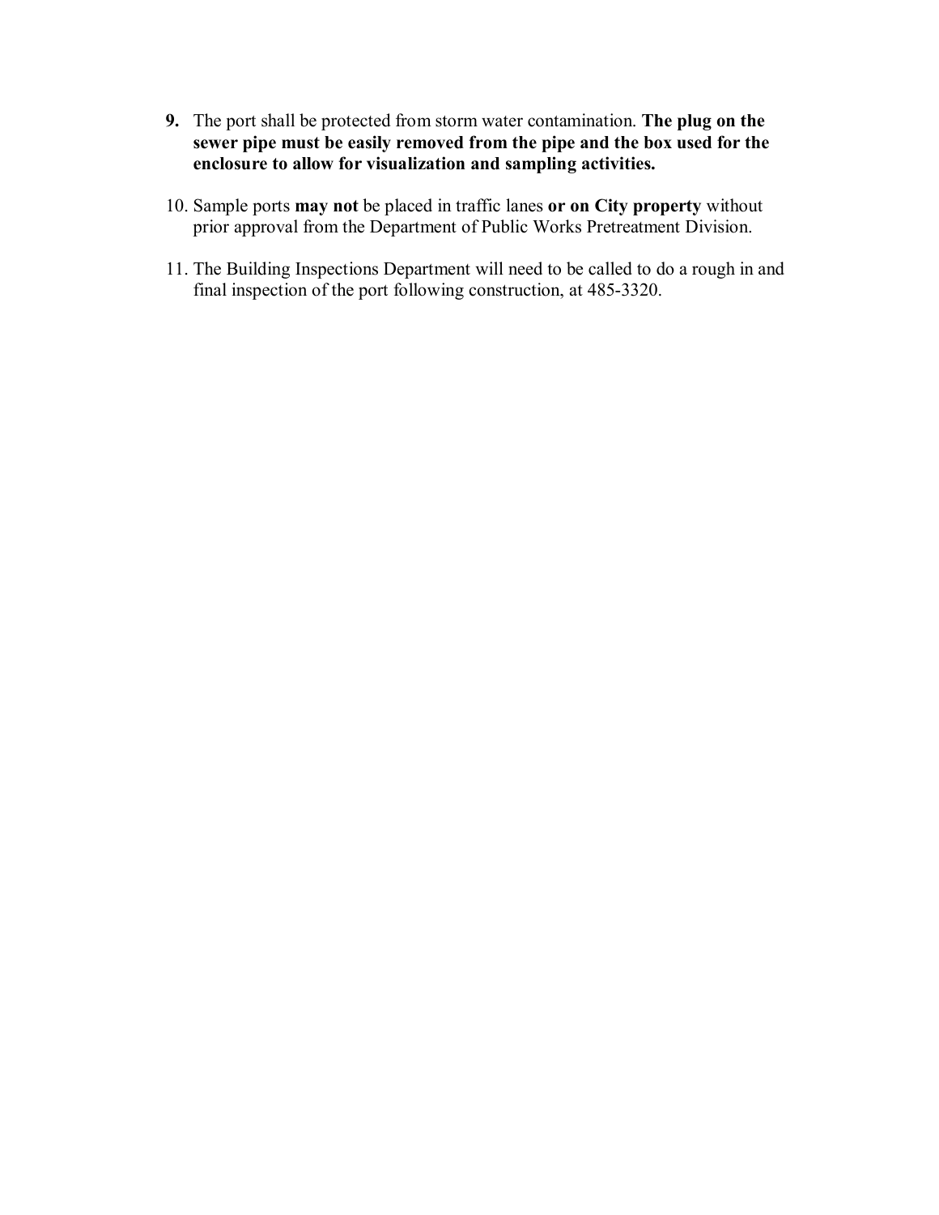**9.** The port shall be protected from storm water contamination. **The plug on the sewer pipe must be easily removed from the pipe and the box used for the enclosure to allow for visualization and sampling activities.**

10. Sample ports **may not** be placed in traffic lanes **or on City property** without prior approval from the Department of Public Works Pretreatment Division.

11. The Building Inspections Department will need to be called to do a rough in and final inspection of the port following construction, at 485-3320.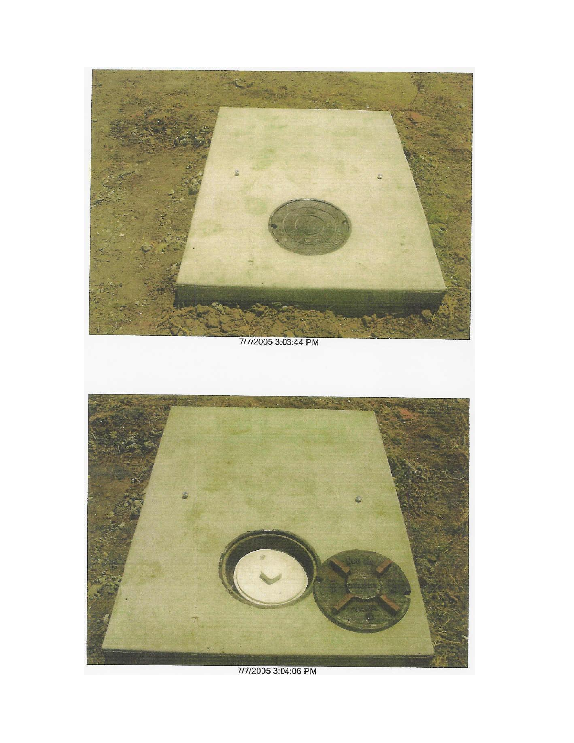7/7/2005 3:03:44 PM

7/7/2005 3:04:06 PM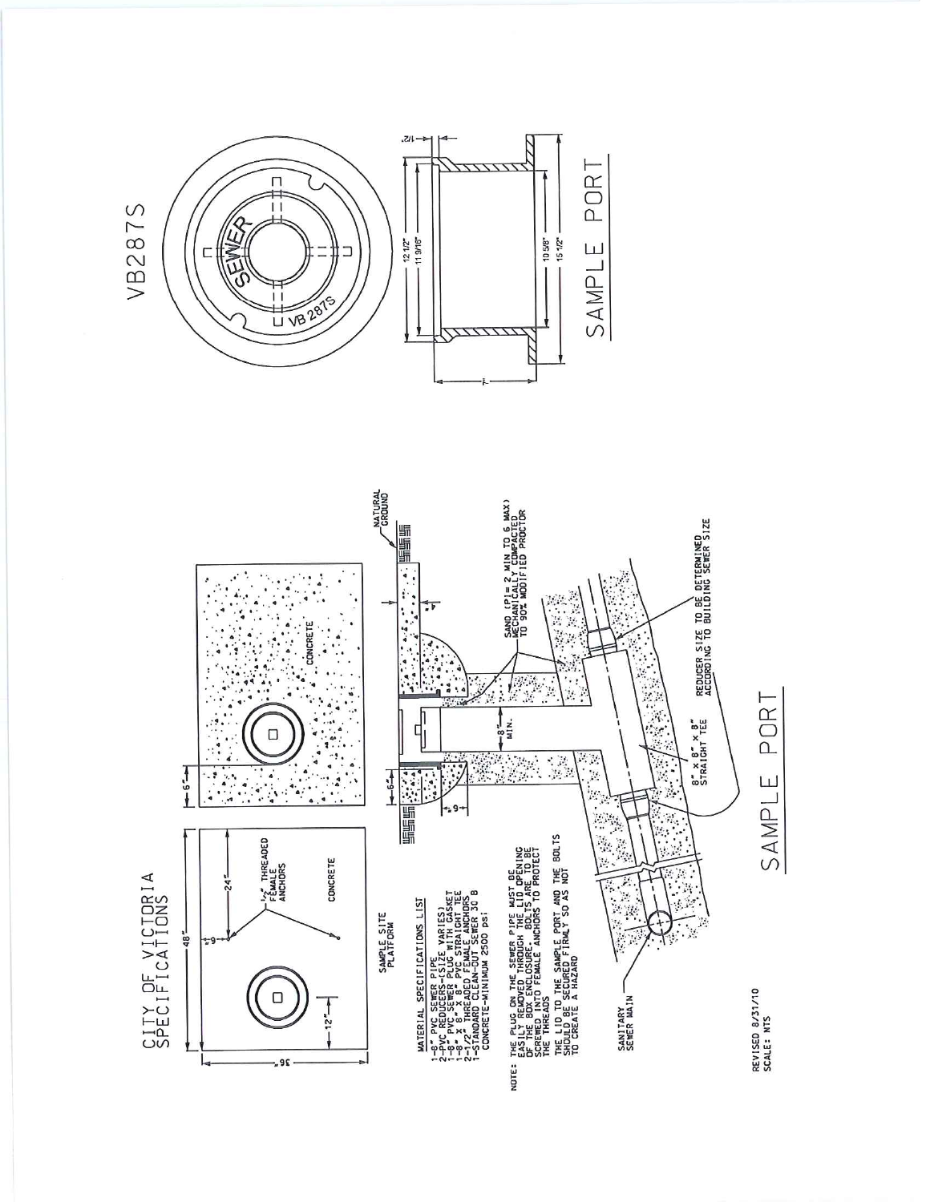# CITY OF VICTORIA SPECIFICATIONS

SAMPLE SITE PLATFORM

48"
36"
24"
12"
6"
6"

1/2" THREADED FEMALE ANCHORS

CONCRETE

CONCRETE

## MATERIAL SPECIFICATIONS LIST

1-8" PVC SEWER PIPE
2-PVC REDUCERS-(SIZE VARIES)
1-8" PVC SEWER PLUG WITH GASKET
1-8" X 8" X 8" PVC STRAIGHT TEE
2-1/2" THREADED FEMALE ANCHORS
1-STANDARD CLEAN-OUT SEWER 30 B
CONCRETE-MINIMUM 2500 psi

NOTE: THE PLUG ON THE SEWER PIPE MUST BE EASILY REMOVED THROUGH THE LID OPENING OF THE BOX ENCLOSURE. BOLTS ARE TO BE SCREWED INTO FEMALE ANCHORS TO PROTECT THE THREADS

THE LID TO THE SAMPLE PORT AND THE BOLTS SHOULD BE SECURED FIRMLY SO AS NOT TO CREATE A HAZARD

NATURAL GROUND

6"
6"
6"
8" MIN.

SAND (PI= 2 MIN TO 6 MAX) MECHANICALLY COMPACTED TO 90% MODIFIED PROCTOR

SANITARY SEWER MAIN

8" x 8" x 8" STRAIGHT TEE

REDUCER SIZE TO BE DETERMINED ACCORDING TO BUILDING SEWER SIZE

## SAMPLE PORT

# VB287S

SEWER

VB287S

12 1/2"
11 9/16"
1/2"
7"
10 5/8"
15 1/2"

## SAMPLE PORT

REVISED 8/31/10
SCALE: NTS